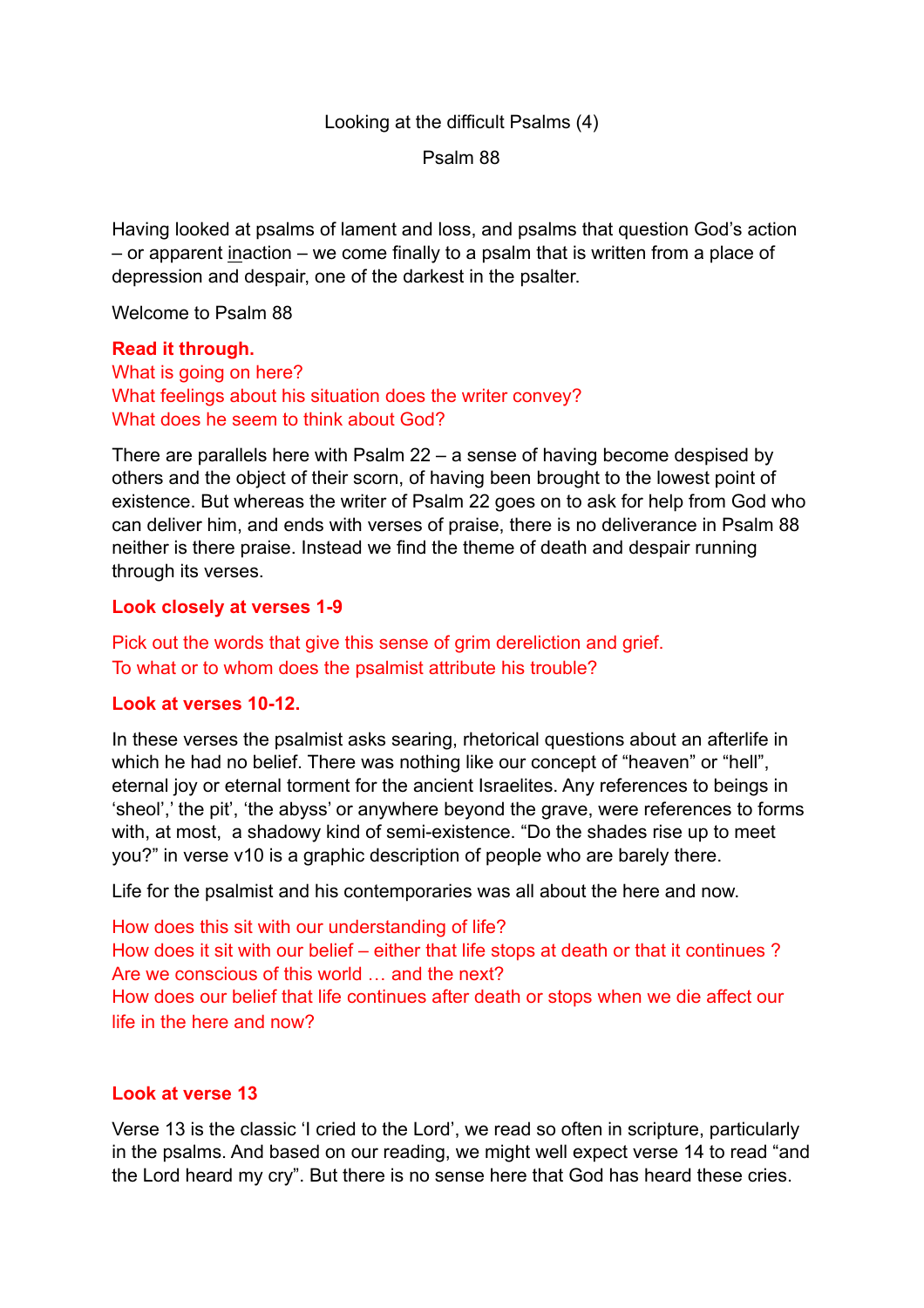Looking at the difficult Psalms (4)

Psalm 88

Having looked at psalms of lament and loss, and psalms that question God's action – or apparent <u>in</u>action – we come finally to a psalm that is written from a place of depression and despair, one of the darkest in the psalter.

Welcome to Psalm 88

**Read it through.**

What is going on here?
What feelings about his situation does the writer convey?
What does he seem to think about God?

There are parallels here with Psalm 22 – a sense of having become despised by others and the object of their scorn, of having been brought to the lowest point of existence. But whereas the writer of Psalm 22 goes on to ask for help from God who can deliver him, and ends with verses of praise, there is no deliverance in Psalm 88 neither is there praise. Instead we find the theme of death and despair running through its verses.

**Look closely at verses 1-9**

Pick out the words that give this sense of grim dereliction and grief.
To what or to whom does the psalmist attribute his trouble?

**Look at verses 10-12.**

In these verses the psalmist asks searing, rhetorical questions about an afterlife in which he had no belief. There was nothing like our concept of "heaven" or "hell", eternal joy or eternal torment for the ancient Israelites. Any references to beings in 'sheol',' the pit', 'the abyss' or anywhere beyond the grave, were references to forms with, at most, a shadowy kind of semi-existence. "Do the shades rise up to meet you?" in verse v10 is a graphic description of people who are barely there.

Life for the psalmist and his contemporaries was all about the here and now.

How does this sit with our understanding of life?
How does it sit with our belief – either that life stops at death or that it continues ?
Are we conscious of this world … and the next?
How does our belief that life continues after death or stops when we die affect our life in the here and now?

**Look at verse 13**

Verse 13 is the classic 'I cried to the Lord', we read so often in scripture, particularly in the psalms. And based on our reading, we might well expect verse 14 to read "and the Lord heard my cry". But there is no sense here that God has heard these cries.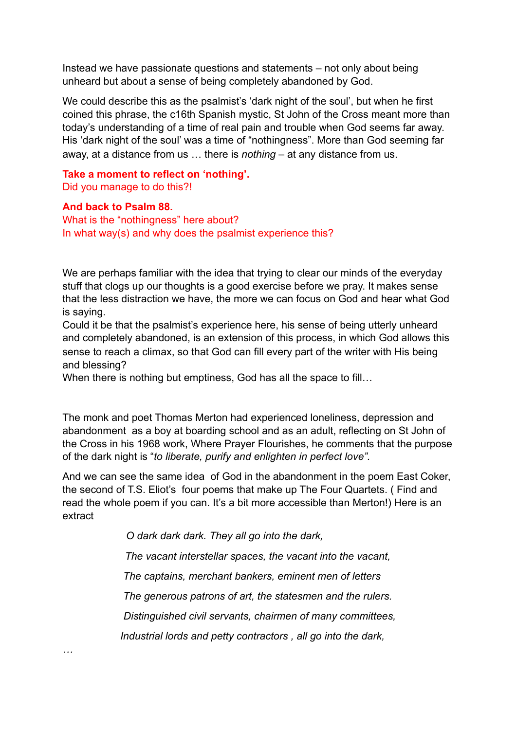Instead we have passionate questions and statements – not only about being unheard but about a sense of being completely abandoned by God.

We could describe this as the psalmist's 'dark night of the soul', but when he first coined this phrase, the c16th Spanish mystic, St John of the Cross meant more than today's understanding of a time of real pain and trouble when God seems far away. His 'dark night of the soul' was a time of "nothingness". More than God seeming far away, at a distance from us … there is *nothing* – at any distance from us.

**Take a moment to reflect on 'nothing'.**
Did you manage to do this?!

**And back to Psalm 88.**
What is the "nothingness" here about?
In what way(s) and why does the psalmist experience this?

We are perhaps familiar with the idea that trying to clear our minds of the everyday stuff that clogs up our thoughts is a good exercise before we pray. It makes sense that the less distraction we have, the more we can focus on God and hear what God is saying.
Could it be that the psalmist's experience here, his sense of being utterly unheard and completely abandoned, is an extension of this process, in which God allows this sense to reach a climax, so that God can fill every part of the writer with His being and blessing?
When there is nothing but emptiness, God has all the space to fill…

The monk and poet Thomas Merton had experienced loneliness, depression and abandonment as a boy at boarding school and as an adult, reflecting on St John of the Cross in his 1968 work, Where Prayer Flourishes, he comments that the purpose of the dark night is "*to liberate, purify and enlighten in perfect love".*

And we can see the same idea of God in the abandonment in the poem East Coker, the second of T.S. Eliot's four poems that make up The Four Quartets. ( Find and read the whole poem if you can. It's a bit more accessible than Merton!) Here is an extract

*O dark dark dark. They all go into the dark,*

*The vacant interstellar spaces, the vacant into the vacant,*

*The captains, merchant bankers, eminent men of letters*

*The generous patrons of art, the statesmen and the rulers.*

*Distinguished civil servants, chairmen of many committees,*

*Industrial lords and petty contractors , all go into the dark,*

…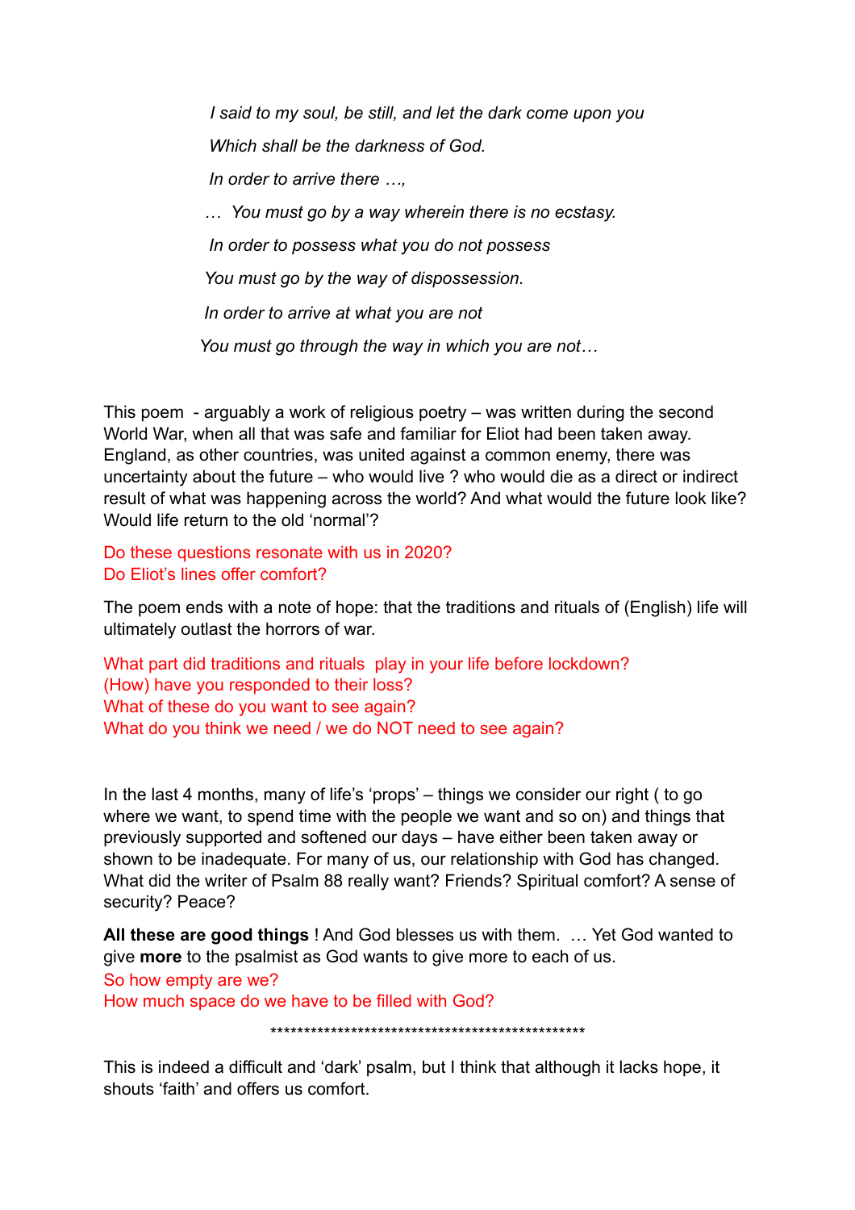*I said to my soul, be still, and let the dark come upon you*

*Which shall be the darkness of God.*

*In order to arrive there …,*

*… You must go by a way wherein there is no ecstasy.*

*In order to possess what you do not possess*

*You must go by the way of dispossession.*

*In order to arrive at what you are not*

*You must go through the way in which you are not…*

This poem - arguably a work of religious poetry – was written during the second World War, when all that was safe and familiar for Eliot had been taken away. England, as other countries, was united against a common enemy, there was uncertainty about the future – who would live ? who would die as a direct or indirect result of what was happening across the world? And what would the future look like? Would life return to the old 'normal'?

Do these questions resonate with us in 2020?
Do Eliot's lines offer comfort?

The poem ends with a note of hope: that the traditions and rituals of (English) life will ultimately outlast the horrors of war.

What part did traditions and rituals play in your life before lockdown?
(How) have you responded to their loss?
What of these do you want to see again?
What do you think we need / we do NOT need to see again?

In the last 4 months, many of life's 'props' – things we consider our right ( to go where we want, to spend time with the people we want and so on) and things that previously supported and softened our days – have either been taken away or shown to be inadequate. For many of us, our relationship with God has changed. What did the writer of Psalm 88 really want? Friends? Spiritual comfort? A sense of security? Peace?

**All these are good things** ! And God blesses us with them. … Yet God wanted to give **more** to the psalmist as God wants to give more to each of us.
So how empty are we?
How much space do we have to be filled with God?

**************************************************

This is indeed a difficult and 'dark' psalm, but I think that although it lacks hope, it shouts 'faith' and offers us comfort.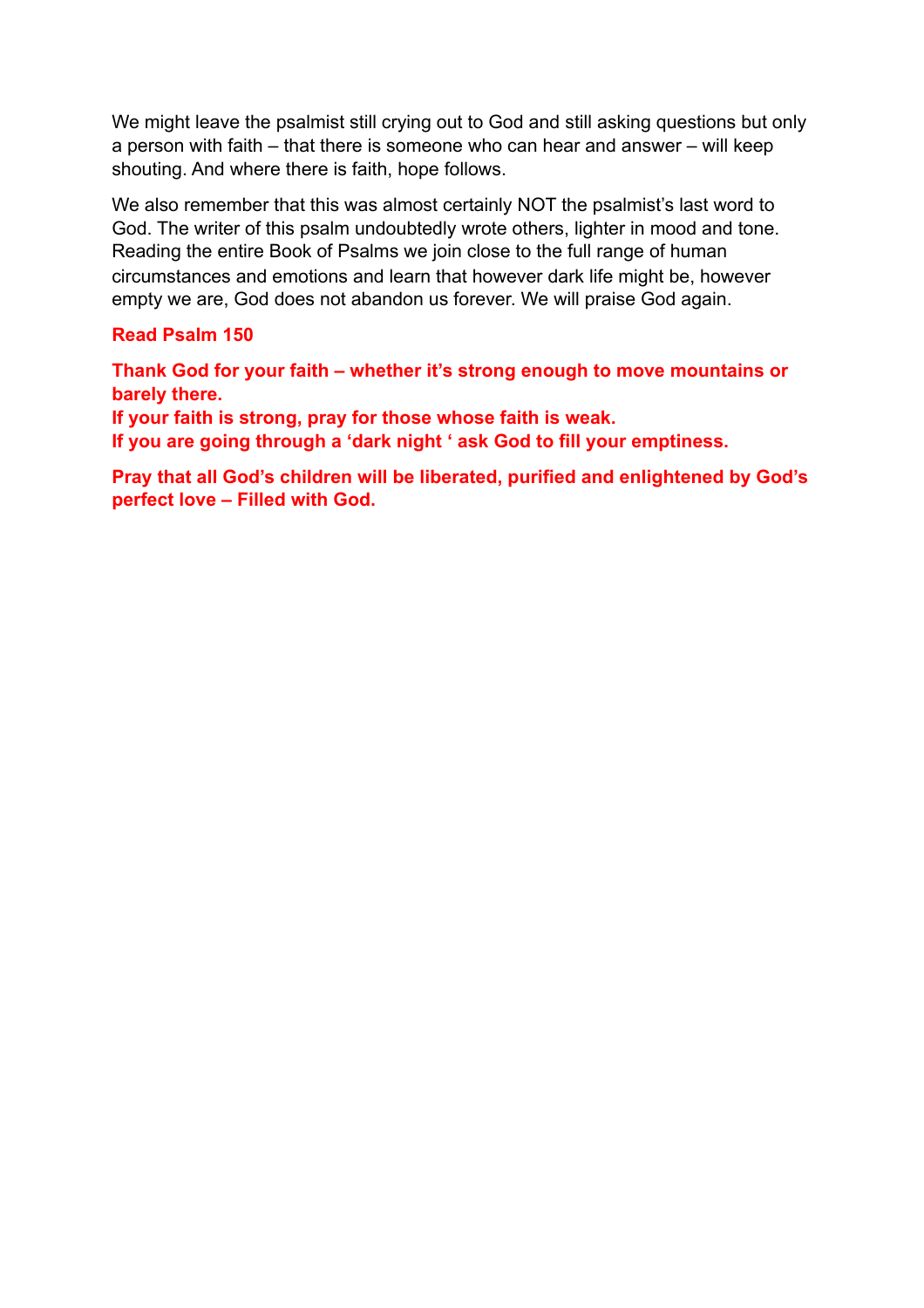We might leave the psalmist still crying out to God and still asking questions but only a person with faith – that there is someone who can hear and answer – will keep shouting. And where there is faith, hope follows.

We also remember that this was almost certainly NOT the psalmist's last word to God. The writer of this psalm undoubtedly wrote others, lighter in mood and tone. Reading the entire Book of Psalms we join close to the full range of human circumstances and emotions and learn that however dark life might be, however empty we are, God does not abandon us forever. We will praise God again.

**Read Psalm 150**

**Thank God for your faith – whether it's strong enough to move mountains or barely there.**
**If your faith is strong, pray for those whose faith is weak.**
**If you are going through a 'dark night ' ask God to fill your emptiness.**

**Pray that all God's children will be liberated, purified and enlightened by God's perfect love – Filled with God.**